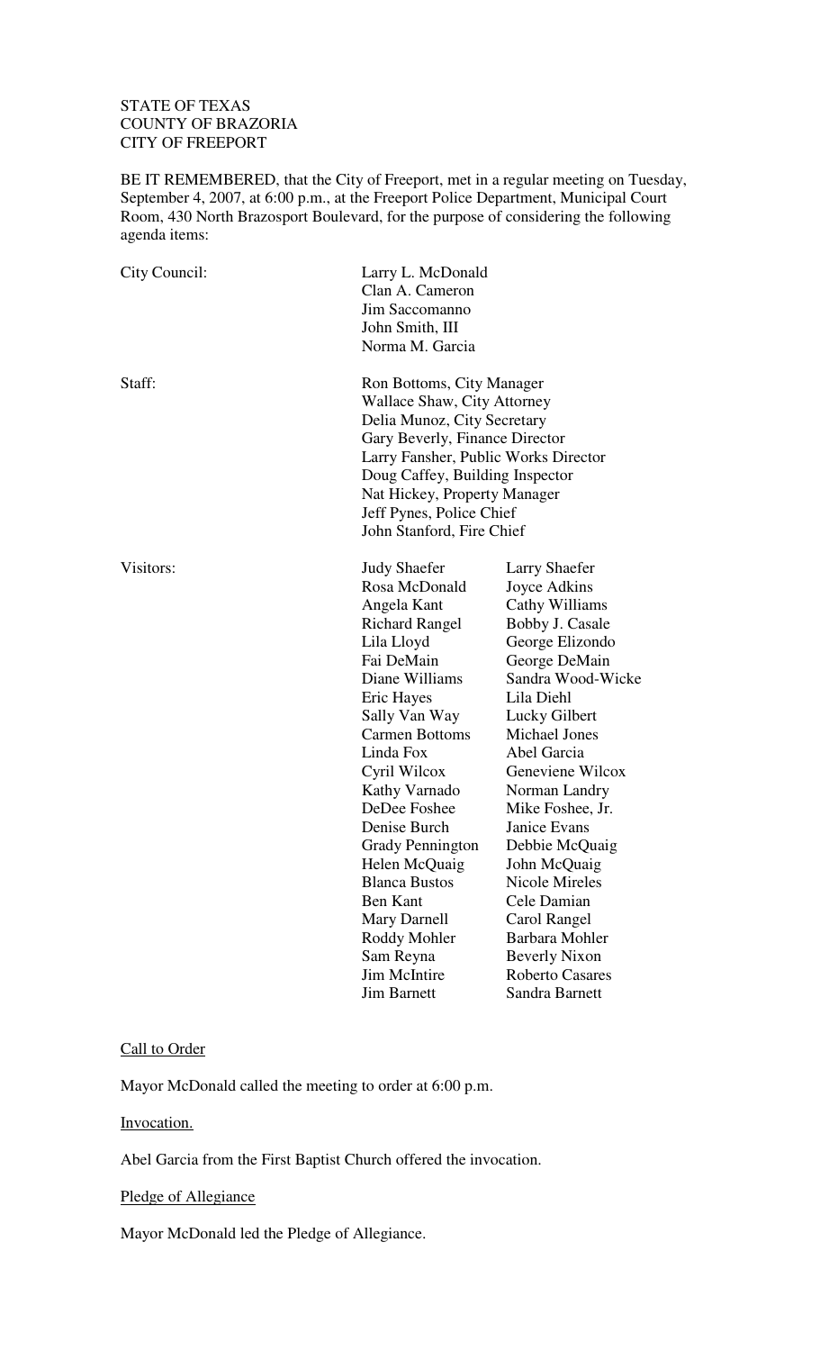STATE OF TEXAS
COUNTY OF BRAZORIA
CITY OF FREEPORT

BE IT REMEMBERED, that the City of Freeport, met in a regular meeting on Tuesday, September 4, 2007, at 6:00 p.m., at the Freeport Police Department, Municipal Court Room, 430 North Brazosport Boulevard, for the purpose of considering the following agenda items:

| | | |
|---|---|---|
| City Council: | Larry L. McDonald | |
| | Clan A. Cameron | |
| | Jim Saccomanno | |
| | John Smith, III | |
| | Norma M. Garcia | |
| Staff: | Ron Bottoms, City Manager | |
| | Wallace Shaw, City Attorney | |
| | Delia Munoz, City Secretary | |
| | Gary Beverly, Finance Director | |
| | Larry Fansher, Public Works Director | |
| | Doug Caffey, Building Inspector | |
| | Nat Hickey, Property Manager | |
| | Jeff Pynes, Police Chief | |
| | John Stanford, Fire Chief | |
| Visitors: | Judy Shaefer | Larry Shaefer |
| | Rosa McDonald | Joyce Adkins |
| | Angela Kant | Cathy Williams |
| | Richard Rangel | Bobby J. Casale |
| | Lila Lloyd | George Elizondo |
| | Fai DeMain | George DeMain |
| | Diane Williams | Sandra Wood-Wicke |
| | Eric Hayes | Lila Diehl |
| | Sally Van Way | Lucky Gilbert |
| | Carmen Bottoms | Michael Jones |
| | Linda Fox | Abel Garcia |
| | Cyril Wilcox | Geneviene Wilcox |
| | Kathy Varnado | Norman Landry |
| | DeDee Foshee | Mike Foshee, Jr. |
| | Denise Burch | Janice Evans |
| | Grady Pennington | Debbie McQuaig |
| | Helen McQuaig | John McQuaig |
| | Blanca Bustos | Nicole Mireles |
| | Ben Kant | Cele Damian |
| | Mary Darnell | Carol Rangel |
| | Roddy Mohler | Barbara Mohler |
| | Sam Reyna | Beverly Nixon |
| | Jim McIntire | Roberto Casares |
| | Jim Barnett | Sandra Barnett |

Call to Order

Mayor McDonald called the meeting to order at 6:00 p.m.

Invocation.

Abel Garcia from the First Baptist Church offered the invocation.

Pledge of Allegiance

Mayor McDonald led the Pledge of Allegiance.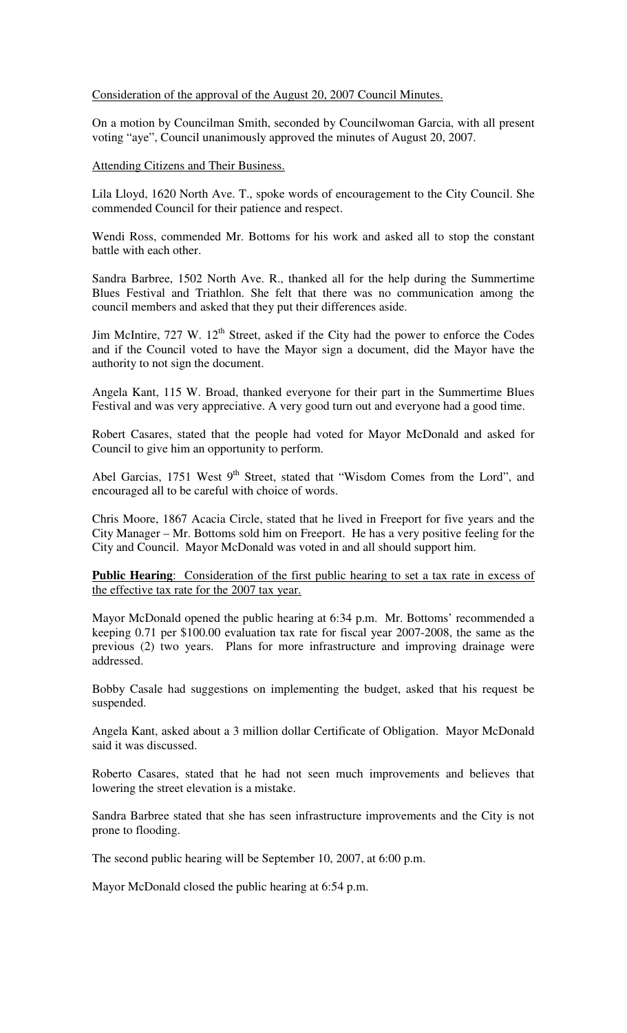Consideration of the approval of the August 20, 2007 Council Minutes.

On a motion by Councilman Smith, seconded by Councilwoman Garcia, with all present voting "aye", Council unanimously approved the minutes of August 20, 2007.

Attending Citizens and Their Business.

Lila Lloyd, 1620 North Ave. T., spoke words of encouragement to the City Council. She commended Council for their patience and respect.

Wendi Ross, commended Mr. Bottoms for his work and asked all to stop the constant battle with each other.

Sandra Barbree, 1502 North Ave. R., thanked all for the help during the Summertime Blues Festival and Triathlon. She felt that there was no communication among the council members and asked that they put their differences aside.

Jim McIntire, 727 W. 12th Street, asked if the City had the power to enforce the Codes and if the Council voted to have the Mayor sign a document, did the Mayor have the authority to not sign the document.

Angela Kant, 115 W. Broad, thanked everyone for their part in the Summertime Blues Festival and was very appreciative. A very good turn out and everyone had a good time.

Robert Casares, stated that the people had voted for Mayor McDonald and asked for Council to give him an opportunity to perform.

Abel Garcias, 1751 West 9th Street, stated that "Wisdom Comes from the Lord", and encouraged all to be careful with choice of words.

Chris Moore, 1867 Acacia Circle, stated that he lived in Freeport for five years and the City Manager – Mr. Bottoms sold him on Freeport. He has a very positive feeling for the City and Council. Mayor McDonald was voted in and all should support him.

**Public Hearing**: Consideration of the first public hearing to set a tax rate in excess of the effective tax rate for the 2007 tax year.

Mayor McDonald opened the public hearing at 6:34 p.m. Mr. Bottoms' recommended a keeping 0.71 per $100.00 evaluation tax rate for fiscal year 2007-2008, the same as the previous (2) two years. Plans for more infrastructure and improving drainage were addressed.

Bobby Casale had suggestions on implementing the budget, asked that his request be suspended.

Angela Kant, asked about a 3 million dollar Certificate of Obligation. Mayor McDonald said it was discussed.

Roberto Casares, stated that he had not seen much improvements and believes that lowering the street elevation is a mistake.

Sandra Barbree stated that she has seen infrastructure improvements and the City is not prone to flooding.

The second public hearing will be September 10, 2007, at 6:00 p.m.

Mayor McDonald closed the public hearing at 6:54 p.m.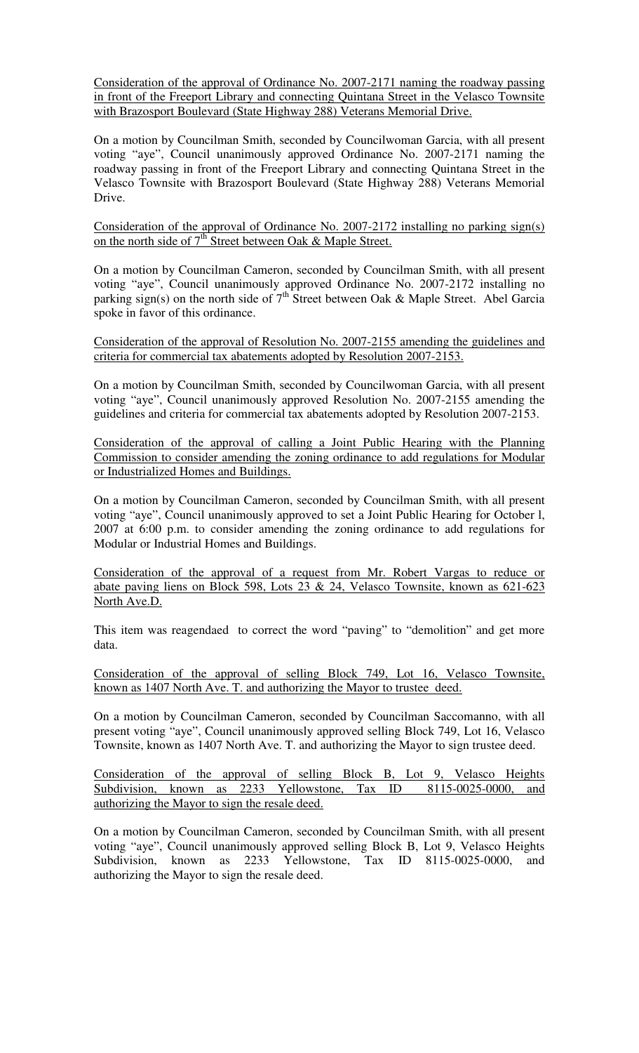Consideration of the approval of Ordinance No. 2007-2171 naming the roadway passing in front of the Freeport Library and connecting Quintana Street in the Velasco Townsite with Brazosport Boulevard (State Highway 288) Veterans Memorial Drive.

On a motion by Councilman Smith, seconded by Councilwoman Garcia, with all present voting "aye", Council unanimously approved Ordinance No. 2007-2171 naming the roadway passing in front of the Freeport Library and connecting Quintana Street in the Velasco Townsite with Brazosport Boulevard (State Highway 288) Veterans Memorial Drive.

Consideration of the approval of Ordinance No. 2007-2172 installing no parking sign(s) on the north side of 7th Street between Oak & Maple Street.

On a motion by Councilman Cameron, seconded by Councilman Smith, with all present voting "aye", Council unanimously approved Ordinance No. 2007-2172 installing no parking sign(s) on the north side of 7th Street between Oak & Maple Street. Abel Garcia spoke in favor of this ordinance.

Consideration of the approval of Resolution No. 2007-2155 amending the guidelines and criteria for commercial tax abatements adopted by Resolution 2007-2153.

On a motion by Councilman Smith, seconded by Councilwoman Garcia, with all present voting "aye", Council unanimously approved Resolution No. 2007-2155 amending the guidelines and criteria for commercial tax abatements adopted by Resolution 2007-2153.

Consideration of the approval of calling a Joint Public Hearing with the Planning Commission to consider amending the zoning ordinance to add regulations for Modular or Industrialized Homes and Buildings.

On a motion by Councilman Cameron, seconded by Councilman Smith, with all present voting "aye", Council unanimously approved to set a Joint Public Hearing for October l, 2007 at 6:00 p.m. to consider amending the zoning ordinance to add regulations for Modular or Industrial Homes and Buildings.

Consideration of the approval of a request from Mr. Robert Vargas to reduce or abate paving liens on Block 598, Lots 23 & 24, Velasco Townsite, known as 621-623 North Ave.D.

This item was reagendaed to correct the word "paving" to "demolition" and get more data.

Consideration of the approval of selling Block 749, Lot 16, Velasco Townsite, known as 1407 North Ave. T. and authorizing the Mayor to trustee deed.

On a motion by Councilman Cameron, seconded by Councilman Saccomanno, with all present voting "aye", Council unanimously approved selling Block 749, Lot 16, Velasco Townsite, known as 1407 North Ave. T. and authorizing the Mayor to sign trustee deed.

Consideration of the approval of selling Block B, Lot 9, Velasco Heights Subdivision, known as 2233 Yellowstone, Tax ID 8115-0025-0000, and authorizing the Mayor to sign the resale deed.

On a motion by Councilman Cameron, seconded by Councilman Smith, with all present voting "aye", Council unanimously approved selling Block B, Lot 9, Velasco Heights Subdivision, known as 2233 Yellowstone, Tax ID 8115-0025-0000, and authorizing the Mayor to sign the resale deed.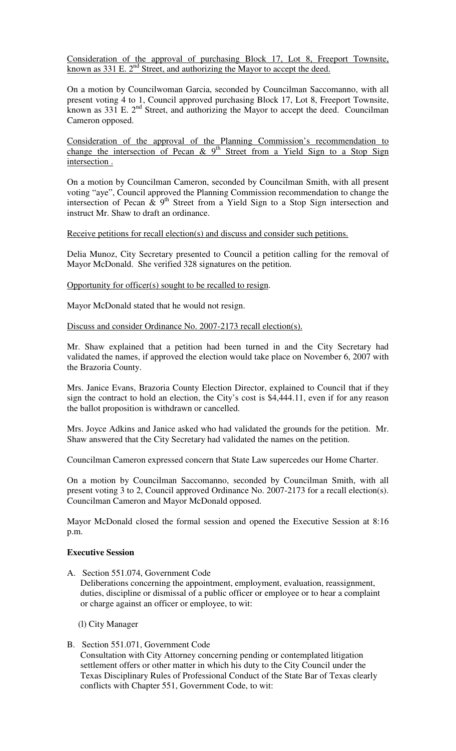Consideration of the approval of purchasing Block 17, Lot 8, Freeport Townsite, known as 331 E. 2nd Street, and authorizing the Mayor to accept the deed.

On a motion by Councilwoman Garcia, seconded by Councilman Saccomanno, with all present voting 4 to 1, Council approved purchasing Block 17, Lot 8, Freeport Townsite, known as 331 E. 2nd Street, and authorizing the Mayor to accept the deed. Councilman Cameron opposed.

Consideration of the approval of the Planning Commission's recommendation to change the intersection of Pecan & 9th Street from a Yield Sign to a Stop Sign intersection .

On a motion by Councilman Cameron, seconded by Councilman Smith, with all present voting "aye", Council approved the Planning Commission recommendation to change the intersection of Pecan & 9th Street from a Yield Sign to a Stop Sign intersection and instruct Mr. Shaw to draft an ordinance.

Receive petitions for recall election(s) and discuss and consider such petitions.

Delia Munoz, City Secretary presented to Council a petition calling for the removal of Mayor McDonald. She verified 328 signatures on the petition.

Opportunity for officer(s) sought to be recalled to resign.

Mayor McDonald stated that he would not resign.

Discuss and consider Ordinance No. 2007-2173 recall election(s).

Mr. Shaw explained that a petition had been turned in and the City Secretary had validated the names, if approved the election would take place on November 6, 2007 with the Brazoria County.

Mrs. Janice Evans, Brazoria County Election Director, explained to Council that if they sign the contract to hold an election, the City's cost is $4,444.11, even if for any reason the ballot proposition is withdrawn or cancelled.

Mrs. Joyce Adkins and Janice asked who had validated the grounds for the petition. Mr. Shaw answered that the City Secretary had validated the names on the petition.

Councilman Cameron expressed concern that State Law supercedes our Home Charter.

On a motion by Councilman Saccomanno, seconded by Councilman Smith, with all present voting 3 to 2, Council approved Ordinance No. 2007-2173 for a recall election(s). Councilman Cameron and Mayor McDonald opposed.

Mayor McDonald closed the formal session and opened the Executive Session at 8:16 p.m.

**Executive Session**

A. Section 551.074, Government Code
   Deliberations concerning the appointment, employment, evaluation, reassignment, duties, discipline or dismissal of a public officer or employee or to hear a complaint or charge against an officer or employee, to wit:

   (l) City Manager

B. Section 551.071, Government Code
   Consultation with City Attorney concerning pending or contemplated litigation settlement offers or other matter in which his duty to the City Council under the Texas Disciplinary Rules of Professional Conduct of the State Bar of Texas clearly conflicts with Chapter 551, Government Code, to wit: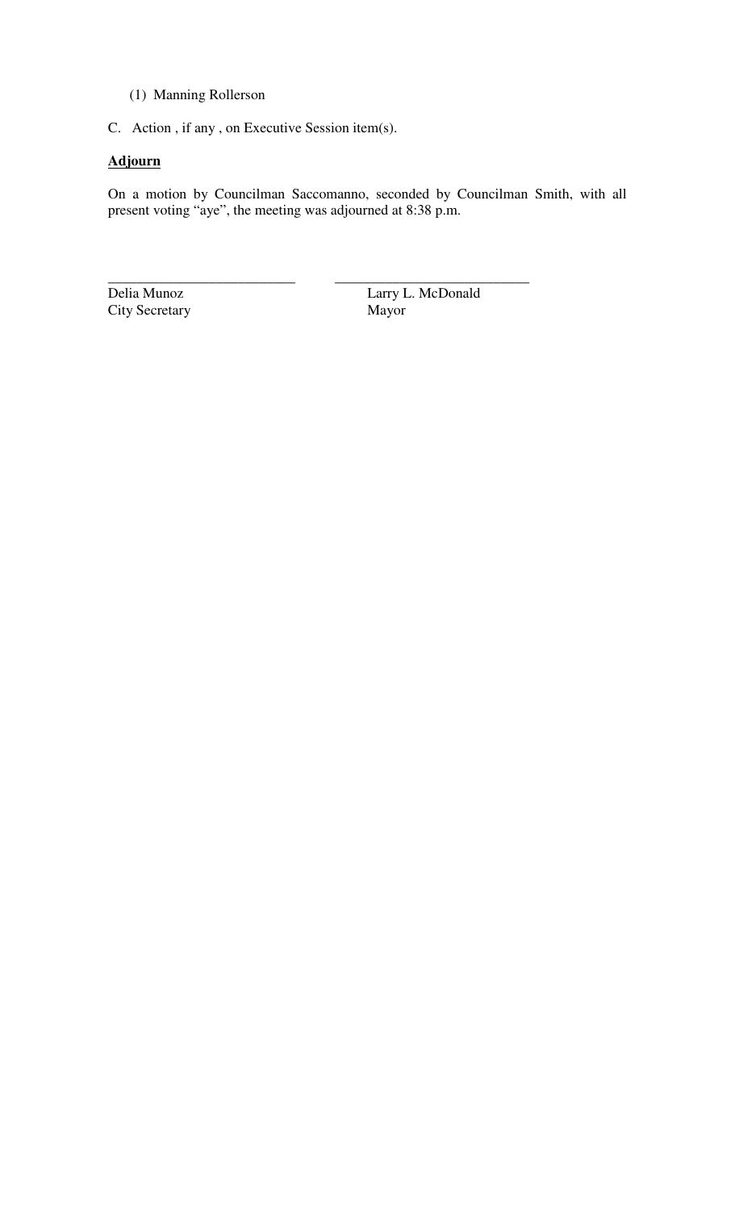(1) Manning Rollerson

C. Action , if any , on Executive Session item(s).

**Adjourn**

On a motion by Councilman Saccomanno, seconded by Councilman Smith, with all present voting "aye", the meeting was adjourned at 8:38 p.m.

| | |
|---|---|
| ___________________________ | ___________________________ |
| Delia Munoz | Larry L. McDonald |
| City Secretary | Mayor |